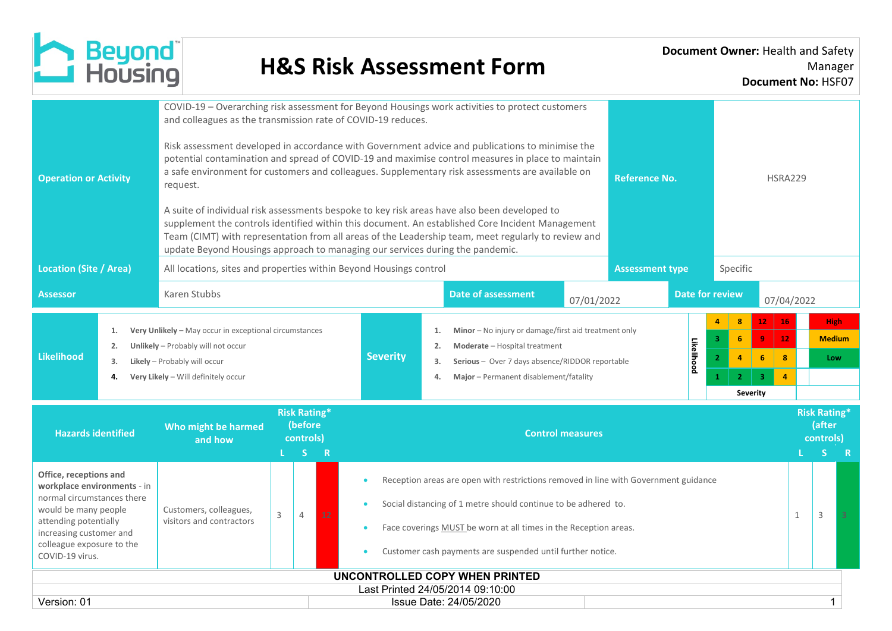# H&S Risk Assessment Form

**Document Owner:** Health and Safety Manager
**Document No:** HSF07

| | | | |
|---|---|---|---|
| **Operation or Activity** | COVID-19 – Overarching risk assessment for Beyond Housings work activities to protect customers and colleagues as the transmission rate of COVID-19 reduces.<br><br>Risk assessment developed in accordance with Government advice and publications to minimise the potential contamination and spread of COVID-19 and maximise control measures in place to maintain a safe environment for customers and colleagues. Supplementary risk assessments are available on request.<br><br>A suite of individual risk assessments bespoke to key risk areas have also been developed to supplement the controls identified within this document. An established Core Incident Management Team (CIMT) with representation from all areas of the Leadership team, meet regularly to review and update Beyond Housings approach to managing our services during the pandemic. | **Reference No.** | HSRA229 |
| **Location (Site / Area)** | All locations, sites and properties within Beyond Housings control | **Assessment type** | Specific |
| **Assessor** | Karen Stubbs | **Date of assessment** | 07/01/2022 |
| | | **Date for review** | 07/04/2022 |

| **Likelihood** | | **Severity** | |
|---|---|---|---|
| 1. | **Very Unlikely –** May occur in exceptional circumstances | 1. | **Minor** – No injury or damage/first aid treatment only |
| 2. | **Unlikely** – Probably will not occur | 2. | **Moderate** – Hospital treatment |
| 3. | **Likely** – Probably will occur | 3. | **Serious** – Over 7 days absence/RIDDOR reportable |
| 4. | **Very Likely** – Will definitely occur | 4. | **Major** – Permanent disablement/fatality |

| Likelihood | | | | | Rating |
|---|---|---|---|---|---|
| 4 | 4 | 8 | 12 | 16 | High |
| 3 | 3 | 6 | 9 | 12 | Medium |
| 2 | 2 | 4 | 6 | 8 | Low |
| 1 | 1 | 2 | 3 | 4 | |
| **Severity** | 1 | 2 | 3 | 4 | |

| Hazards identified | Who might be harmed and how | Risk Rating* (before controls) L | S | R | Control measures | Risk Rating* (after controls) L | S | R |
|---|---|---|---|---|---|---|---|---|
| **Office, receptions and workplace environments** - in normal circumstances there would be many people attending potentially increasing customer and colleague exposure to the COVID-19 virus. | Customers, colleagues, visitors and contractors | 3 | 4 | 12 | • Reception areas are open with restrictions removed in line with Government guidance<br>• Social distancing of 1 metre should continue to be adhered to.<br>• Face coverings MUST be worn at all times in the Reception areas.<br>• Customer cash payments are suspended until further notice. | 1 | 3 | 3 |

UNCONTROLLED COPY WHEN PRINTED
Last Printed 24/05/2014 09:10:00
Version: 01 | Issue Date: 24/05/2020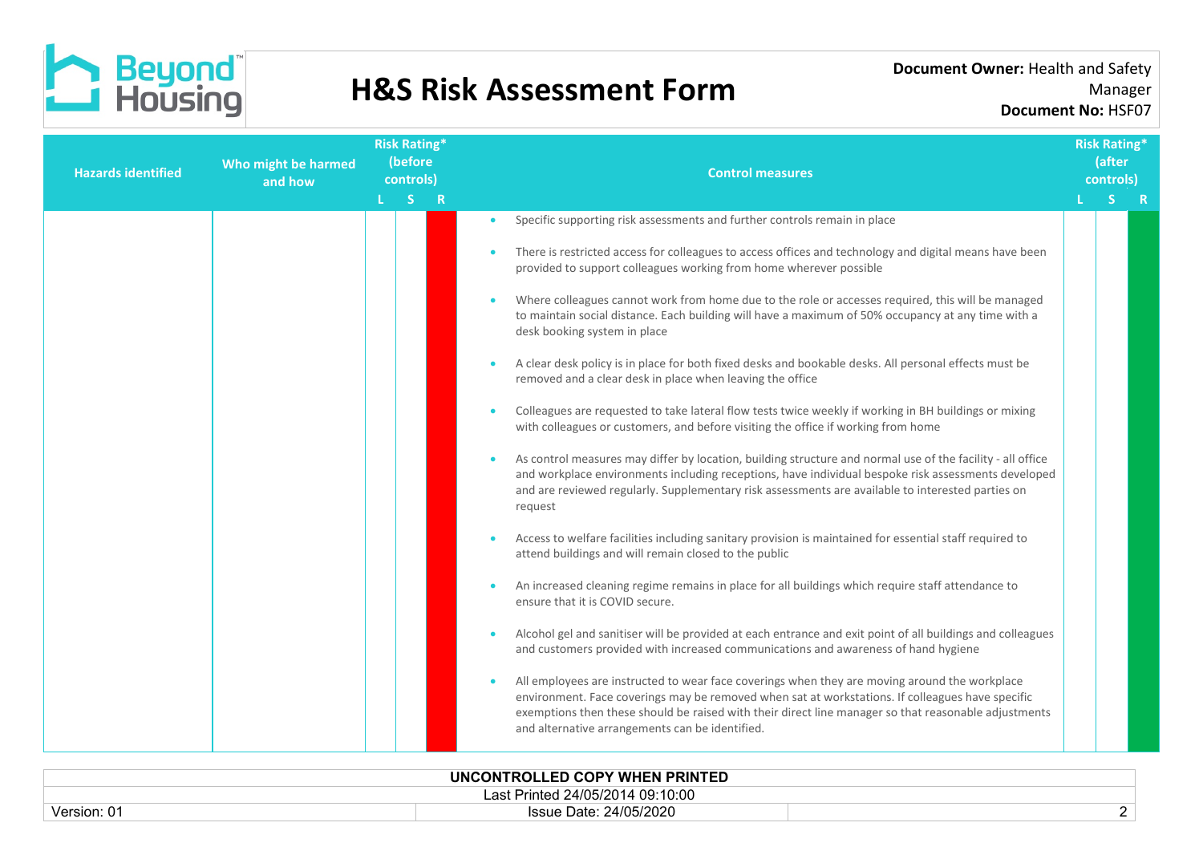# H&S Risk Assessment Form

**Document Owner:** Health and Safety Manager
**Document No:** HSF07

| Hazards identified | Who might be harmed and how | Risk Rating* (before controls) L | S | R | Control measures | Risk Rating* (after controls) L | S | R |
|---|---|---|---|---|---|---|---|---|
| | | | | | • Specific supporting risk assessments and further controls remain in place<br>• There is restricted access for colleagues to access offices and technology and digital means have been provided to support colleagues working from home wherever possible<br>• Where colleagues cannot work from home due to the role or accesses required, this will be managed to maintain social distance. Each building will have a maximum of 50% occupancy at any time with a desk booking system in place<br>• A clear desk policy is in place for both fixed desks and bookable desks. All personal effects must be removed and a clear desk in place when leaving the office<br>• Colleagues are requested to take lateral flow tests twice weekly if working in BH buildings or mixing with colleagues or customers, and before visiting the office if working from home<br>• As control measures may differ by location, building structure and normal use of the facility - all office and workplace environments including receptions, have individual bespoke risk assessments developed and are reviewed regularly. Supplementary risk assessments are available to interested parties on request<br>• Access to welfare facilities including sanitary provision is maintained for essential staff required to attend buildings and will remain closed to the public<br>• An increased cleaning regime remains in place for all buildings which require staff attendance to ensure that it is COVID secure.<br>• Alcohol gel and sanitiser will be provided at each entrance and exit point of all buildings and colleagues and customers provided with increased communications and awareness of hand hygiene<br>• All employees are instructed to wear face coverings when they are moving around the workplace environment. Face coverings may be removed when sat at workstations. If colleagues have specific exemptions then these should be raised with their direct line manager so that reasonable adjustments and alternative arrangements can be identified. | | | |

UNCONTROLLED COPY WHEN PRINTED
Last Printed 24/05/2014 09:10:00
Version: 01 | Issue Date: 24/05/2020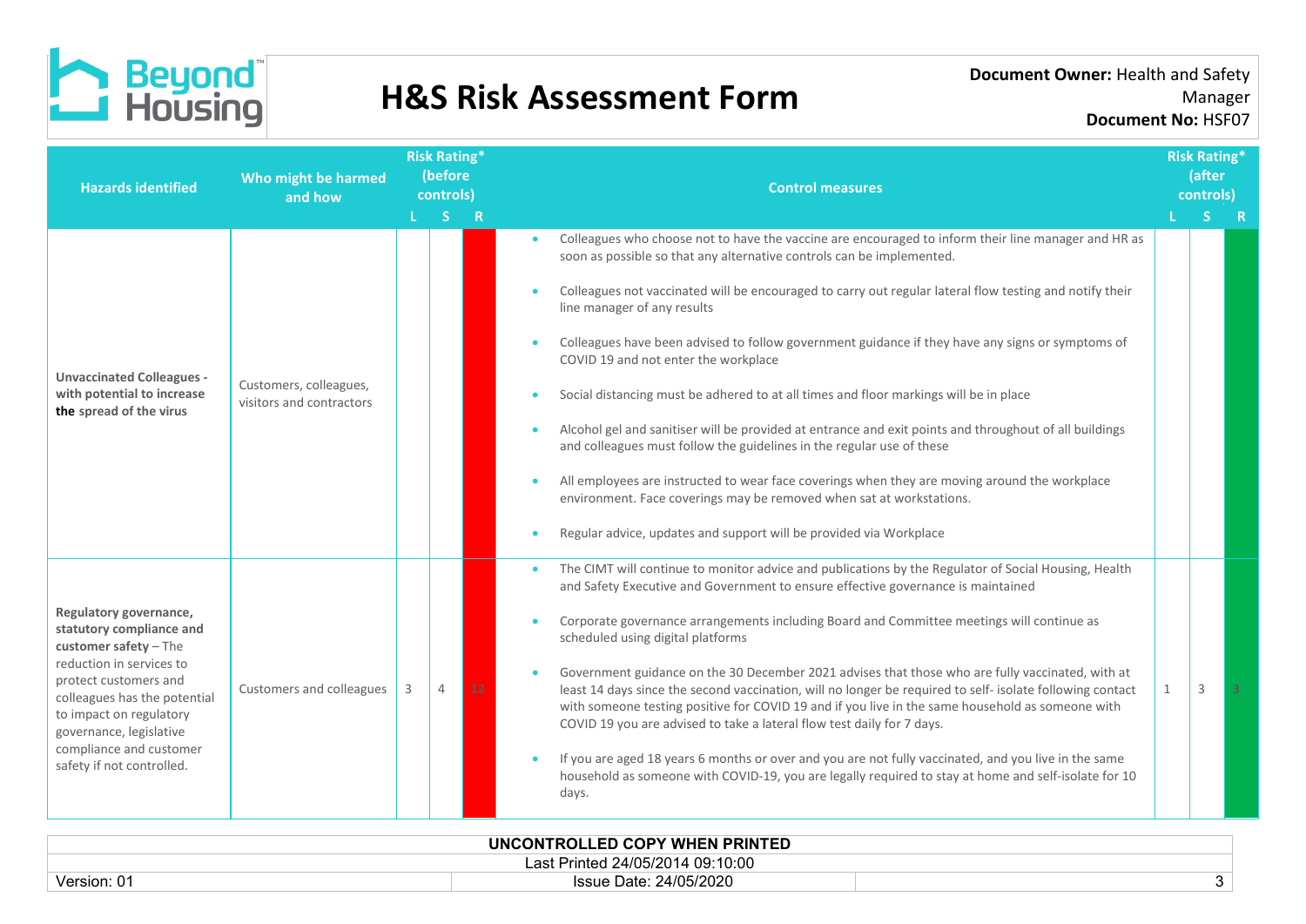# H&S Risk Assessment Form

**Document Owner:** Health and Safety Manager
**Document No:** HSF07

| Hazards identified | Who might be harmed and how | Risk Rating* (before controls) L | S | R | Control measures | Risk Rating* (after controls) L | S | R |
|---|---|---|---|---|---|---|---|---|
| **Unvaccinated Colleagues - with potential to increase the** spread of the virus | Customers, colleagues, visitors and contractors | | | | • Colleagues who choose not to have the vaccine are encouraged to inform their line manager and HR as soon as possible so that any alternative controls can be implemented.<br>• Colleagues not vaccinated will be encouraged to carry out regular lateral flow testing and notify their line manager of any results<br>• Colleagues have been advised to follow government guidance if they have any signs or symptoms of COVID 19 and not enter the workplace<br>• Social distancing must be adhered to at all times and floor markings will be in place<br>• Alcohol gel and sanitiser will be provided at entrance and exit points and throughout of all buildings and colleagues must follow the guidelines in the regular use of these<br>• All employees are instructed to wear face coverings when they are moving around the workplace environment. Face coverings may be removed when sat at workstations.<br>• Regular advice, updates and support will be provided via Workplace | | | |
| **Regulatory governance, statutory compliance and customer safety** – The reduction in services to protect customers and colleagues has the potential to impact on regulatory governance, legislative compliance and customer safety if not controlled. | Customers and colleagues | 3 | 4 | 12 | • The CIMT will continue to monitor advice and publications by the Regulator of Social Housing, Health and Safety Executive and Government to ensure effective governance is maintained<br>• Corporate governance arrangements including Board and Committee meetings will continue as scheduled using digital platforms<br>• Government guidance on the 30 December 2021 advises that those who are fully vaccinated, with at least 14 days since the second vaccination, will no longer be required to self- isolate following contact with someone testing positive for COVID 19 and if you live in the same household as someone with COVID 19 you are advised to take a lateral flow test daily for 7 days.<br>• If you are aged 18 years 6 months or over and you are not fully vaccinated, and you live in the same household as someone with COVID-19, you are legally required to stay at home and self-isolate for 10 days. | 1 | 3 | 3 |

UNCONTROLLED COPY WHEN PRINTED
Last Printed 24/05/2014 09:10:00
Version: 01 | Issue Date: 24/05/2020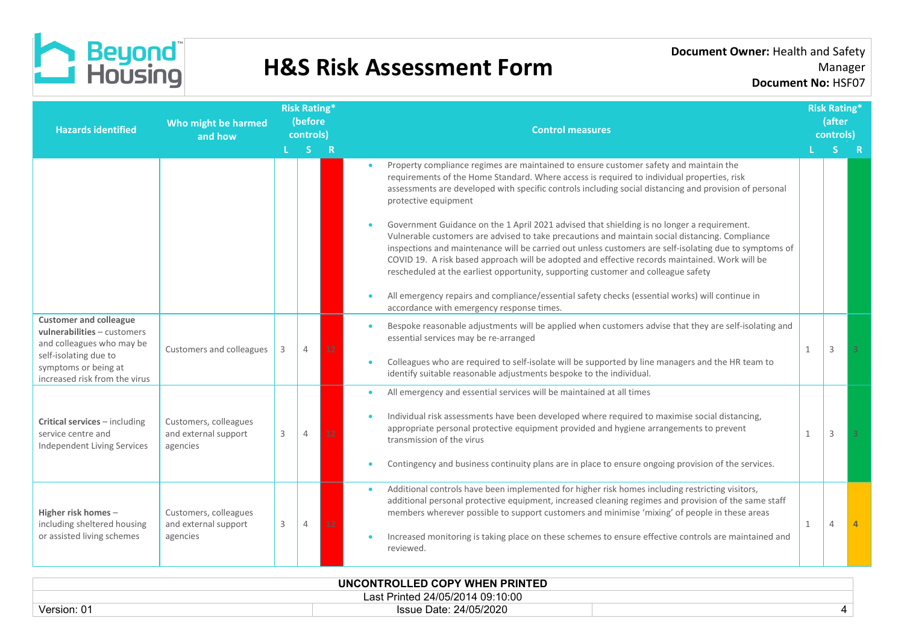# H&S Risk Assessment Form

**Document Owner:** Health and Safety Manager
**Document No:** HSF07

| Hazards identified | Who might be harmed and how | Risk Rating* (before controls) L | S | R | Control measures | Risk Rating* (after controls) L | S | R |
|---|---|---|---|---|---|---|---|---|
| | | | | | • Property compliance regimes are maintained to ensure customer safety and maintain the requirements of the Home Standard. Where access is required to individual properties, risk assessments are developed with specific controls including social distancing and provision of personal protective equipment<br><br>• Government Guidance on the 1 April 2021 advised that shielding is no longer a requirement. Vulnerable customers are advised to take precautions and maintain social distancing. Compliance inspections and maintenance will be carried out unless customers are self-isolating due to symptoms of COVID 19. A risk based approach will be adopted and effective records maintained. Work will be rescheduled at the earliest opportunity, supporting customer and colleague safety<br><br>• All emergency repairs and compliance/essential safety checks (essential works) will continue in accordance with emergency response times. | | | |
| **Customer and colleague vulnerabilities** – customers and colleagues who may be self-isolating due to symptoms or being at increased risk from the virus | Customers and colleagues | 3 | 4 | 12 | • Bespoke reasonable adjustments will be applied when customers advise that they are self-isolating and essential services may be re-arranged<br><br>• Colleagues who are required to self-isolate will be supported by line managers and the HR team to identify suitable reasonable adjustments bespoke to the individual. | 1 | 3 | 3 |
| **Critical services** – including service centre and Independent Living Services | Customers, colleagues and external support agencies | 3 | 4 | 12 | • All emergency and essential services will be maintained at all times<br><br>• Individual risk assessments have been developed where required to maximise social distancing, appropriate personal protective equipment provided and hygiene arrangements to prevent transmission of the virus<br><br>• Contingency and business continuity plans are in place to ensure ongoing provision of the services. | 1 | 3 | 3 |
| **Higher risk homes** – including sheltered housing or assisted living schemes | Customers, colleagues and external support agencies | 3 | 4 | 12 | • Additional controls have been implemented for higher risk homes including restricting visitors, additional personal protective equipment, increased cleaning regimes and provision of the same staff members wherever possible to support customers and minimise 'mixing' of people in these areas<br><br>• Increased monitoring is taking place on these schemes to ensure effective controls are maintained and reviewed. | 1 | 4 | 4 |

UNCONTROLLED COPY WHEN PRINTED
Last Printed 24/05/2014 09:10:00
Version: 01 | Issue Date: 24/05/2020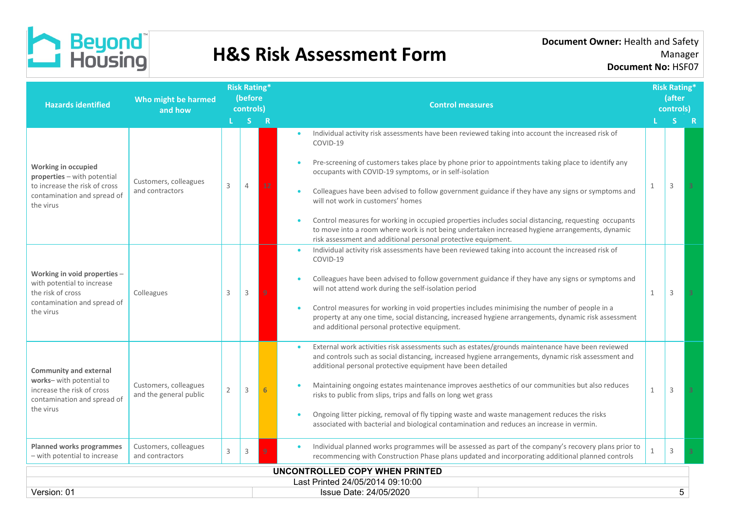# H&S Risk Assessment Form

**Document Owner:** Health and Safety Manager
**Document No:** HSF07

| Hazards identified | Who might be harmed and how | Risk Rating* (before controls) | | | Control measures | Risk Rating* (after controls) | | |
|---|---|---|---|---|---|---|---|---|
| | | L | S | R | | L | S | R |
| **Working in occupied properties** – with potential to increase the risk of cross contamination and spread of the virus | Customers, colleagues and contractors | 3 | 4 | 12 | • Individual activity risk assessments have been reviewed taking into account the increased risk of COVID-19<br>• Pre-screening of customers takes place by phone prior to appointments taking place to identify any occupants with COVID-19 symptoms, or in self-isolation<br>• Colleagues have been advised to follow government guidance if they have any signs or symptoms and will not work in customers' homes<br>• Control measures for working in occupied properties includes social distancing, requesting occupants to move into a room where work is not being undertaken increased hygiene arrangements, dynamic risk assessment and additional personal protective equipment. | 1 | 3 | 3 |
| **Working in void properties** – with potential to increase the risk of cross contamination and spread of the virus | Colleagues | 3 | 3 | 9 | • Individual activity risk assessments have been reviewed taking into account the increased risk of COVID-19<br>• Colleagues have been advised to follow government guidance if they have any signs or symptoms and will not attend work during the self-isolation period<br>• Control measures for working in void properties includes minimising the number of people in a property at any one time, social distancing, increased hygiene arrangements, dynamic risk assessment and additional personal protective equipment. | 1 | 3 | 3 |
| **Community and external works**– with potential to increase the risk of cross contamination and spread of the virus | Customers, colleagues and the general public | 2 | 3 | 6 | • External work activities risk assessments such as estates/grounds maintenance have been reviewed and controls such as social distancing, increased hygiene arrangements, dynamic risk assessment and additional personal protective equipment have been detailed<br>• Maintaining ongoing estates maintenance improves aesthetics of our communities but also reduces risks to public from slips, trips and falls on long wet grass<br>• Ongoing litter picking, removal of fly tipping waste and waste management reduces the risks associated with bacterial and biological contamination and reduces an increase in vermin. | 1 | 3 | 3 |
| **Planned works programmes** – with potential to increase | Customers, colleagues and contractors | 3 | 3 | 9 | • Individual planned works programmes will be assessed as part of the company's recovery plans prior to recommencing with Construction Phase plans updated and incorporating additional planned controls | 1 | 3 | 3 |

UNCONTROLLED COPY WHEN PRINTED
Last Printed 24/05/2014 09:10:00
Version: 01 | Issue Date: 24/05/2020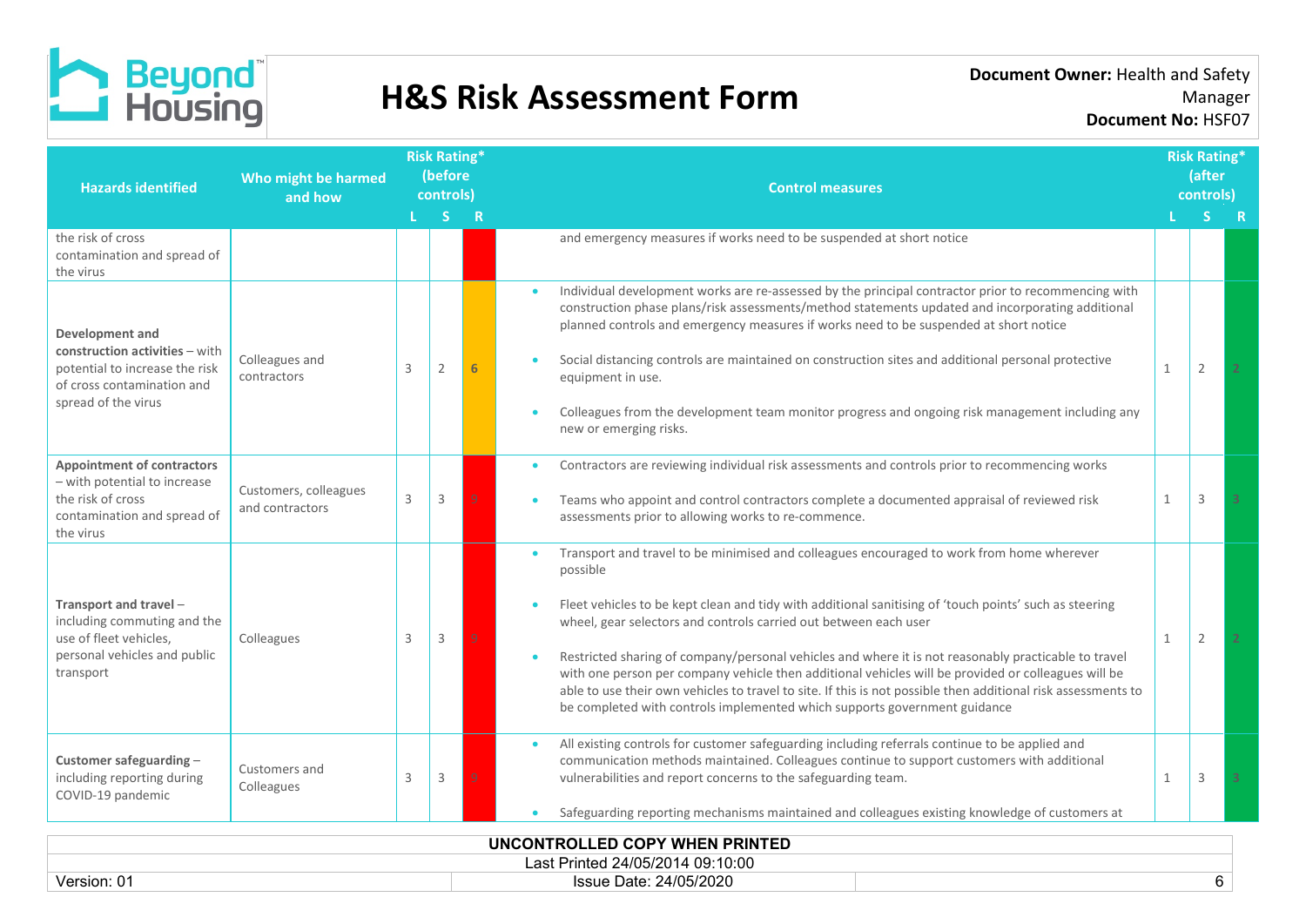| Hazards identified | Who might be harmed and how | Risk Rating* (before controls) | | | Control measures | Risk Rating* (after controls) | | |
|---|---|---|---|---|---|---|---|---|
| | | L | S | R | | L | S | R |
| the risk of cross contamination and spread of the virus | | | | | and emergency measures if works need to be suspended at short notice | | | |
| **Development and construction activities** – with potential to increase the risk of cross contamination and spread of the virus | Colleagues and contractors | 3 | 2 | 6 | • Individual development works are re-assessed by the principal contractor prior to recommencing with construction phase plans/risk assessments/method statements updated and incorporating additional planned controls and emergency measures if works need to be suspended at short notice<br>• Social distancing controls are maintained on construction sites and additional personal protective equipment in use.<br>• Colleagues from the development team monitor progress and ongoing risk management including any new or emerging risks. | 1 | 2 | 2 |
| **Appointment of contractors** – with potential to increase the risk of cross contamination and spread of the virus | Customers, colleagues and contractors | 3 | 3 | 9 | • Contractors are reviewing individual risk assessments and controls prior to recommencing works<br>• Teams who appoint and control contractors complete a documented appraisal of reviewed risk assessments prior to allowing works to re-commence. | 1 | 3 | 3 |
| **Transport and travel** – including commuting and the use of fleet vehicles, personal vehicles and public transport | Colleagues | 3 | 3 | 9 | • Transport and travel to be minimised and colleagues encouraged to work from home wherever possible<br>• Fleet vehicles to be kept clean and tidy with additional sanitising of 'touch points' such as steering wheel, gear selectors and controls carried out between each user<br>• Restricted sharing of company/personal vehicles and where it is not reasonably practicable to travel with one person per company vehicle then additional vehicles will be provided or colleagues will be able to use their own vehicles to travel to site. If this is not possible then additional risk assessments to be completed with controls implemented which supports government guidance | 1 | 2 | 2 |
| **Customer safeguarding** – including reporting during COVID-19 pandemic | Customers and Colleagues | 3 | 3 | 9 | • All existing controls for customer safeguarding including referrals continue to be applied and communication methods maintained. Colleagues continue to support customers with additional vulnerabilities and report concerns to the safeguarding team.<br>• Safeguarding reporting mechanisms maintained and colleagues existing knowledge of customers at | 1 | 3 | 3 |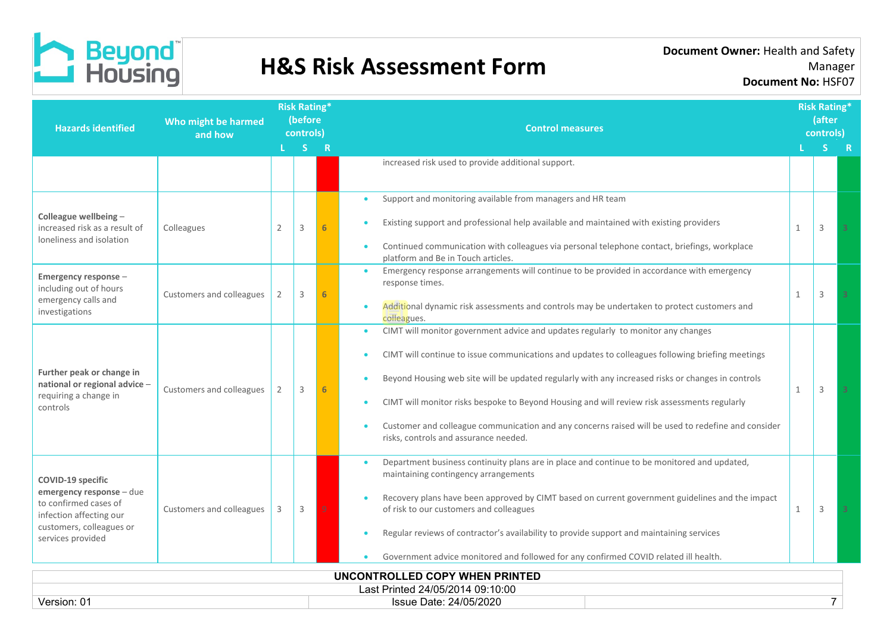| Hazards identified | Who might be harmed and how | Risk Rating* (before controls) L | S | R | Control measures | Risk Rating* (after controls) L | S | R |
|---|---|---|---|---|---|---|---|---|
| | | | | | increased risk used to provide additional support. | | | |
| **Colleague wellbeing** – increased risk as a result of loneliness and isolation | Colleagues | 2 | 3 | 6 | • Support and monitoring available from managers and HR team<br>• Existing support and professional help available and maintained with existing providers<br>• Continued communication with colleagues via personal telephone contact, briefings, workplace platform and Be in Touch articles. | 1 | 3 | 3 |
| **Emergency response** – including out of hours emergency calls and investigations | Customers and colleagues | 2 | 3 | 6 | • Emergency response arrangements will continue to be provided in accordance with emergency response times.<br>• Additional dynamic risk assessments and controls may be undertaken to protect customers and colleagues. | 1 | 3 | 3 |
| **Further peak or change in national or regional advice** – requiring a change in controls | Customers and colleagues | 2 | 3 | 6 | • CIMT will monitor government advice and updates regularly to monitor any changes<br>• CIMT will continue to issue communications and updates to colleagues following briefing meetings<br>• Beyond Housing web site will be updated regularly with any increased risks or changes in controls<br>• CIMT will monitor risks bespoke to Beyond Housing and will review risk assessments regularly<br>• Customer and colleague communication and any concerns raised will be used to redefine and consider risks, controls and assurance needed. | 1 | 3 | 3 |
| **COVID-19 specific emergency response** – due to confirmed cases of infection affecting our customers, colleagues or services provided | Customers and colleagues | 3 | 3 | 9 | • Department business continuity plans are in place and continue to be monitored and updated, maintaining contingency arrangements<br>• Recovery plans have been approved by CIMT based on current government guidelines and the impact of risk to our customers and colleagues<br>• Regular reviews of contractor's availability to provide support and maintaining services<br>• Government advice monitored and followed for any confirmed COVID related ill health. | 1 | 3 | 3 |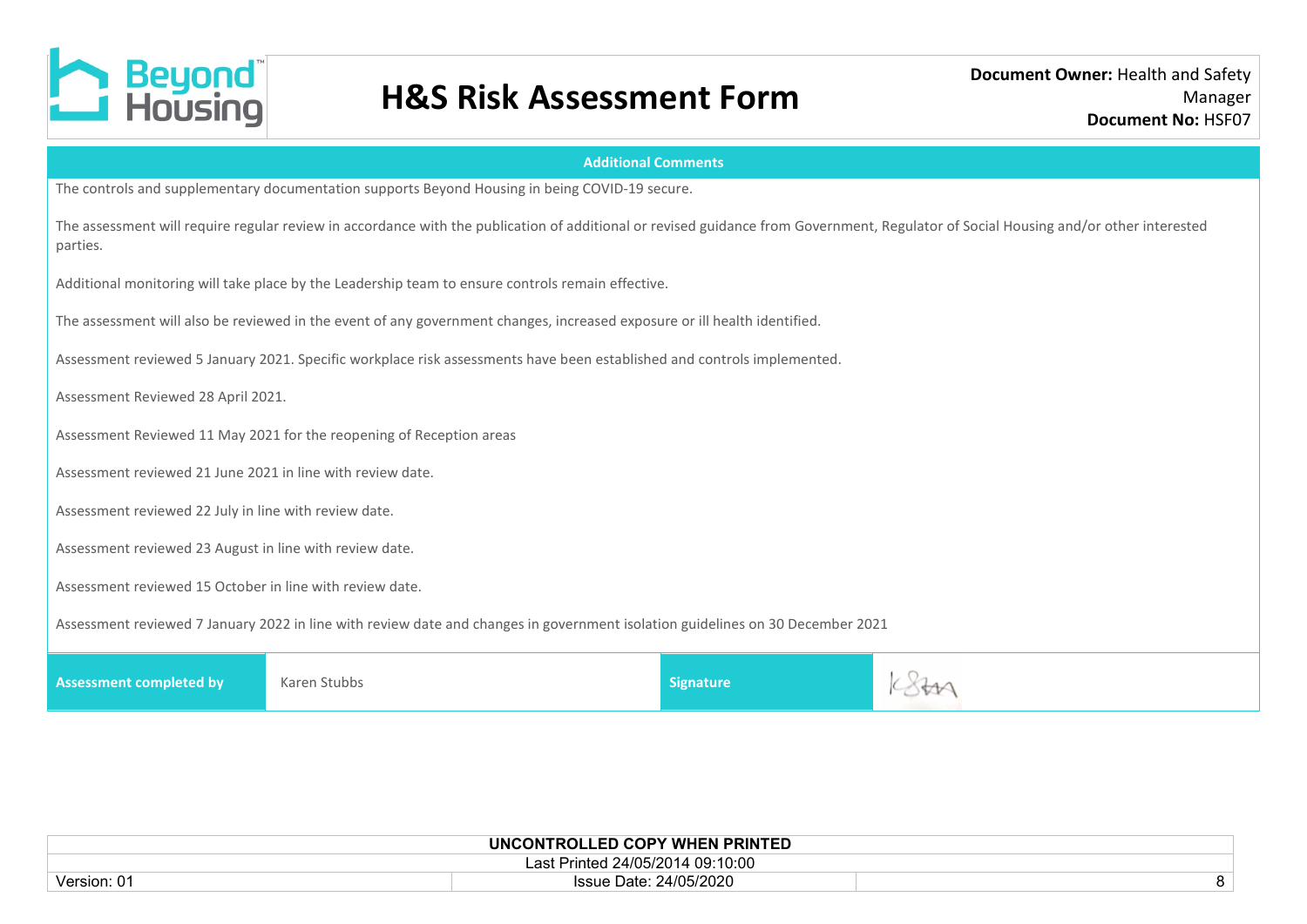## Additional Comments

The controls and supplementary documentation supports Beyond Housing in being COVID-19 secure.

The assessment will require regular review in accordance with the publication of additional or revised guidance from Government, Regulator of Social Housing and/or other interested parties.

Additional monitoring will take place by the Leadership team to ensure controls remain effective.

The assessment will also be reviewed in the event of any government changes, increased exposure or ill health identified.

Assessment reviewed 5 January 2021. Specific workplace risk assessments have been established and controls implemented.

Assessment Reviewed 28 April 2021.

Assessment Reviewed 11 May 2021 for the reopening of Reception areas

Assessment reviewed 21 June 2021 in line with review date.

Assessment reviewed 22 July in line with review date.

Assessment reviewed 23 August in line with review date.

Assessment reviewed 15 October in line with review date.

Assessment reviewed 7 January 2022 in line with review date and changes in government isolation guidelines on 30 December 2021

| | | | |
|---|---|---|---|
| **Assessment completed by** | Karen Stubbs | **Signature** | KStn |

UNCONTROLLED COPY WHEN PRINTED

Last Printed 24/05/2014 09:10:00

Version: 01 | Issue Date: 24/05/2020